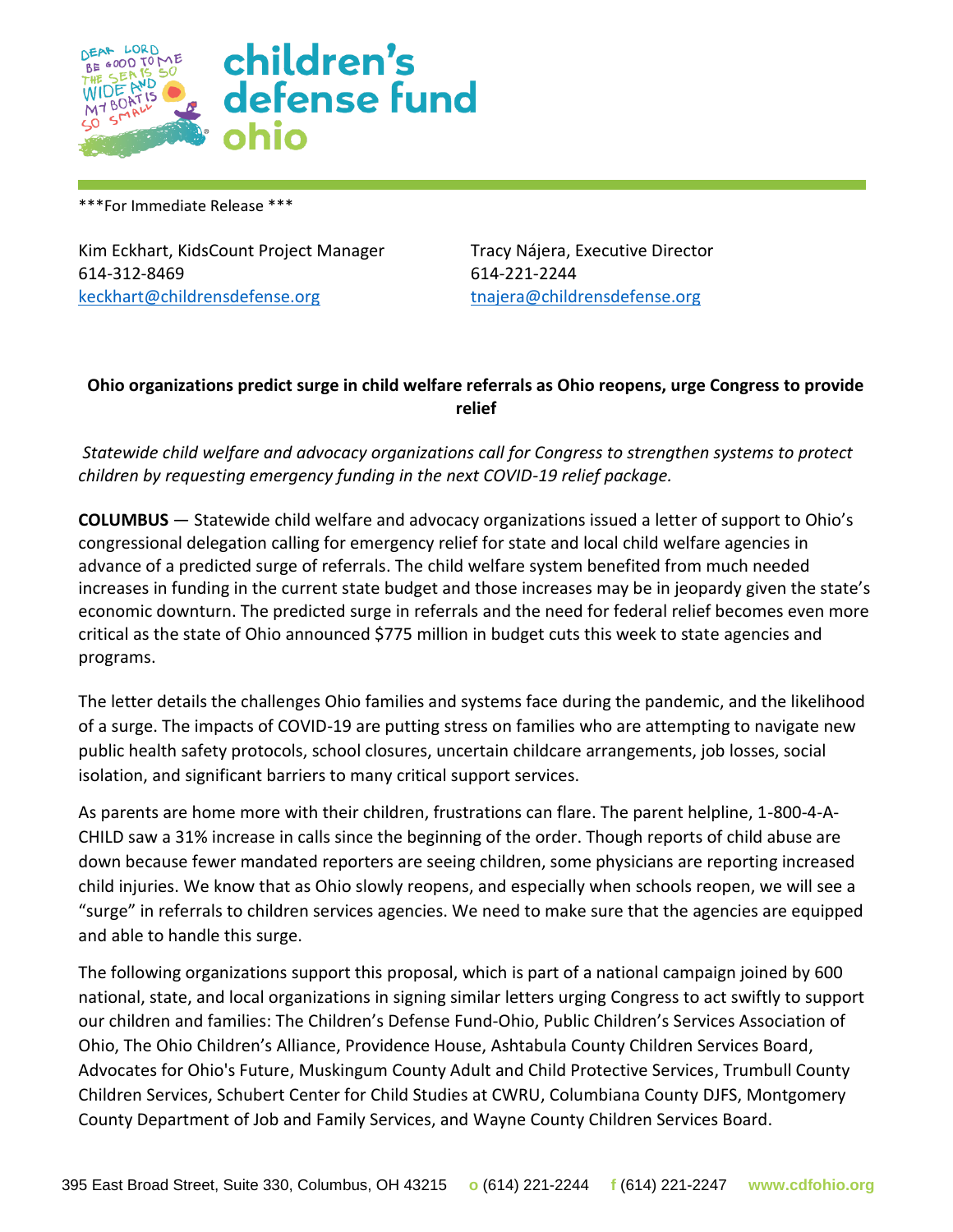children's defense fund ohio

\*\*\*For Immediate Release \*\*\*

Kim Eckhart, KidsCount Project Manager
614-312-8469
keckhart@childrensdefense.org

Tracy Nájera, Executive Director
614-221-2244
tnajera@childrensdefense.org

**Ohio organizations predict surge in child welfare referrals as Ohio reopens, urge Congress to provide relief**

*Statewide child welfare and advocacy organizations call for Congress to strengthen systems to protect children by requesting emergency funding in the next COVID-19 relief package.*

**COLUMBUS** — Statewide child welfare and advocacy organizations issued a letter of support to Ohio's congressional delegation calling for emergency relief for state and local child welfare agencies in advance of a predicted surge of referrals. The child welfare system benefited from much needed increases in funding in the current state budget and those increases may be in jeopardy given the state's economic downturn. The predicted surge in referrals and the need for federal relief becomes even more critical as the state of Ohio announced $775 million in budget cuts this week to state agencies and programs.

The letter details the challenges Ohio families and systems face during the pandemic, and the likelihood of a surge. The impacts of COVID-19 are putting stress on families who are attempting to navigate new public health safety protocols, school closures, uncertain childcare arrangements, job losses, social isolation, and significant barriers to many critical support services.

As parents are home more with their children, frustrations can flare. The parent helpline, 1-800-4-A-CHILD saw a 31% increase in calls since the beginning of the order. Though reports of child abuse are down because fewer mandated reporters are seeing children, some physicians are reporting increased child injuries. We know that as Ohio slowly reopens, and especially when schools reopen, we will see a "surge" in referrals to children services agencies. We need to make sure that the agencies are equipped and able to handle this surge.

The following organizations support this proposal, which is part of a national campaign joined by 600 national, state, and local organizations in signing similar letters urging Congress to act swiftly to support our children and families: The Children's Defense Fund-Ohio, Public Children's Services Association of Ohio, The Ohio Children's Alliance, Providence House, Ashtabula County Children Services Board, Advocates for Ohio's Future, Muskingum County Adult and Child Protective Services, Trumbull County Children Services, Schubert Center for Child Studies at CWRU, Columbiana County DJFS, Montgomery County Department of Job and Family Services, and Wayne County Children Services Board.

395 East Broad Street, Suite 330, Columbus, OH 43215 o (614) 221-2244 f (614) 221-2247 www.cdfohio.org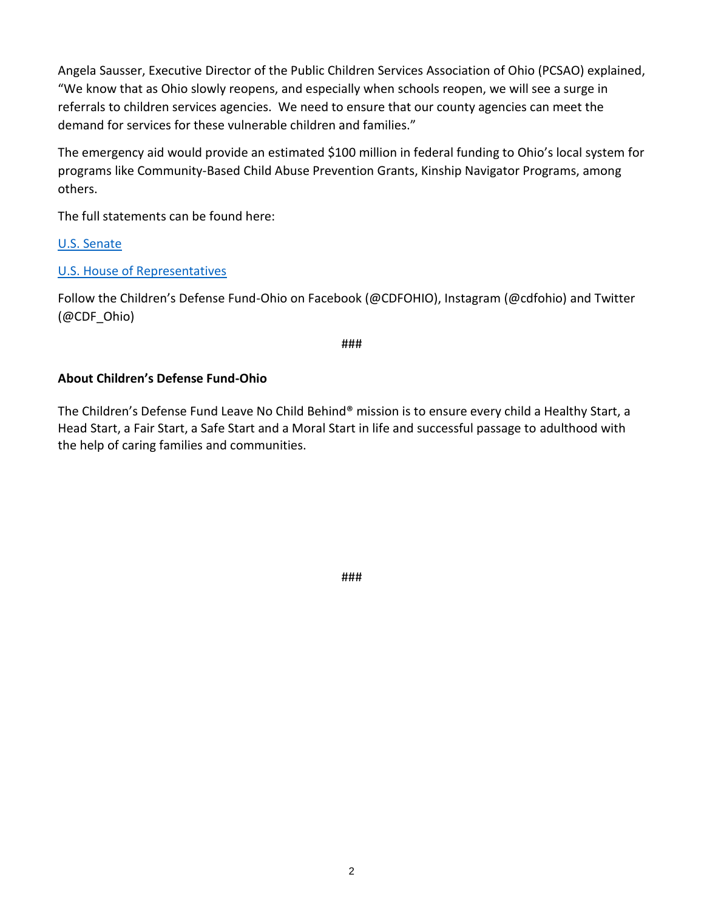Angela Sausser, Executive Director of the Public Children Services Association of Ohio (PCSAO) explained, "We know that as Ohio slowly reopens, and especially when schools reopen, we will see a surge in referrals to children services agencies.  We need to ensure that our county agencies can meet the demand for services for these vulnerable children and families."

The emergency aid would provide an estimated $100 million in federal funding to Ohio's local system for programs like Community-Based Child Abuse Prevention Grants, Kinship Navigator Programs, among others.

The full statements can be found here:

U.S. Senate

U.S. House of Representatives

Follow the Children's Defense Fund-Ohio on Facebook (@CDFOHIO), Instagram (@cdfohio) and Twitter (@CDF_Ohio)

###

**About Children's Defense Fund-Ohio**

The Children's Defense Fund Leave No Child Behind® mission is to ensure every child a Healthy Start, a Head Start, a Fair Start, a Safe Start and a Moral Start in life and successful passage to adulthood with the help of caring families and communities.

###